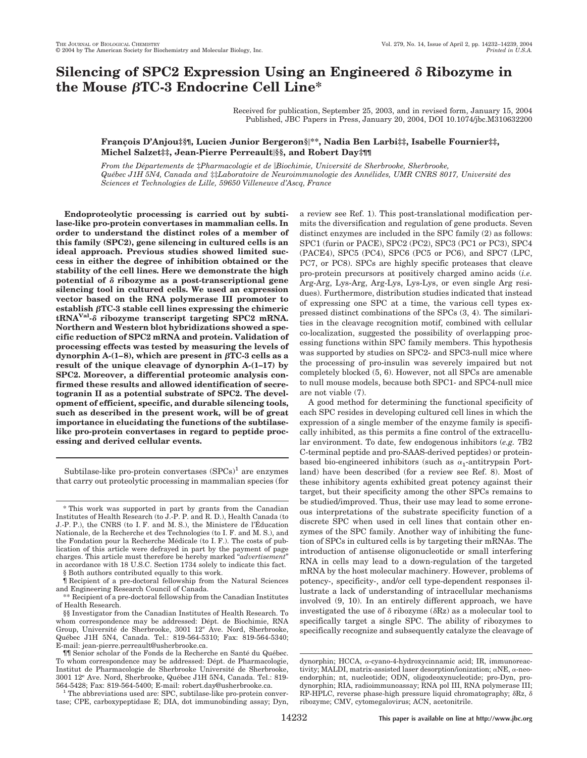# Silencing of SPC2 Expression Using an Engineered δ Ribozyme in the Mouse βTC-3 Endocrine Cell Line*

Received for publication, September 25, 2003, and in revised form, January 15, 2004
Published, JBC Papers in Press, January 20, 2004, DOI 10.1074/jbc.M310632200

**François D'Anjou‡§¶, Lucien Junior Bergeron§‖\*\*, Nadia Ben Larbi‡‡, Isabelle Fournier‡‡, Michel Salzet‡‡, Jean-Pierre Perreault‖§§, and Robert Day‡¶¶**

*From the Départements de ‡Pharmacologie et de ‖Biochimie, Université de Sherbrooke, Sherbrooke, Québec J1H 5N4, Canada and ‡‡Laboratoire de Neuroimmunologie des Annélides, UMR CNRS 8017, Université des Sciences et Technologies de Lille, 59650 Villeneuve d'Ascq, France*

**Endoproteolytic processing is carried out by subtilase-like pro-protein convertases in mammalian cells. In order to understand the distinct roles of a member of this family (SPC2), gene silencing in cultured cells is an ideal approach. Previous studies showed limited success in either the degree of inhibition obtained or the stability of the cell lines. Here we demonstrate the high potential of δ ribozyme as a post-transcriptional gene silencing tool in cultured cells. We used an expression vector based on the RNA polymerase III promoter to establish βTC-3 stable cell lines expressing the chimeric tRNA$^{Val}$-δ ribozyme transcript targeting SPC2 mRNA. Northern and Western blot hybridizations showed a specific reduction of SPC2 mRNA and protein. Validation of processing effects was tested by measuring the levels of dynorphin A-(1–8), which are present in βTC-3 cells as a result of the unique cleavage of dynorphin A-(1–17) by SPC2. Moreover, a differential proteomic analysis confirmed these results and allowed identification of secretogranin II as a potential substrate of SPC2. The development of efficient, specific, and durable silencing tools, such as described in the present work, will be of great importance in elucidating the functions of the subtilase-like pro-protein convertases in regard to peptide processing and derived cellular events.**

Subtilase-like pro-protein convertases (SPCs)[1] are enzymes that carry out proteolytic processing in mammalian species (for a review see Ref. 1). This post-translational modification permits the diversification and regulation of gene products. Seven distinct enzymes are included in the SPC family (2) as follows: SPC1 (furin or PACE), SPC2 (PC2), SPC3 (PC1 or PC3), SPC4 (PACE4), SPC5 (PC4), SPC6 (PC5 or PC6), and SPC7 (LPC, PC7, or PC8). SPCs are highly specific proteases that cleave pro-protein precursors at positively charged amino acids (*i.e.* Arg-Arg, Lys-Arg, Arg-Lys, Lys-Lys, or even single Arg residues). Furthermore, distribution studies indicated that instead of expressing one SPC at a time, the various cell types expressed distinct combinations of the SPCs (3, 4). The similarities in the cleavage recognition motif, combined with cellular co-localization, suggested the possibility of overlapping processing functions within SPC family members. This hypothesis was supported by studies on SPC2- and SPC3-null mice where the processing of pro-insulin was severely impaired but not completely blocked (5, 6). However, not all SPCs are amenable to null mouse models, because both SPC1- and SPC4-null mice are not viable (7).

A good method for determining the functional specificity of each SPC resides in developing cultured cell lines in which the expression of a single member of the enzyme family is specifically inhibited, as this permits a fine control of the extracellular environment. To date, few endogenous inhibitors (*e.g.* 7B2 C-terminal peptide and pro-SAAS-derived peptides) or protein-based bio-engineered inhibitors (such as $\alpha_1$-antitrypsin Portland) have been described (for a review see Ref. 8). Most of these inhibitory agents exhibited great potency against their target, but their specificity among the other SPCs remains to be studied/improved. Thus, their use may lead to some erroneous interpretations of the substrate specificity function of a discrete SPC when used in cell lines that contain other enzymes of the SPC family. Another way of inhibiting the function of SPCs in cultured cells is by targeting their mRNAs. The introduction of antisense oligonucleotide or small interfering RNA in cells may lead to a down-regulation of the targeted mRNA by the host molecular machinery. However, problems of potency-, specificity-, and/or cell type-dependent responses illustrate a lack of understanding of intracellular mechanisms involved (9, 10). In an entirely different approach, we have investigated the use of δ ribozyme (δRz) as a molecular tool to specifically target a single SPC. The ability of ribozymes to specifically recognize and subsequently catalyze the cleavage of

---

\* This work was supported in part by grants from the Canadian Institutes of Health Research (to J.-P. P. and R. D.), Health Canada (to J.-P. P.), the CNRS (to I. F. and M. S.), the Ministere de l'Éducation Nationale, de la Recherche et des Technologies (to I. F. and M. S.), and the Fondation pour la Recherche Médicale (to I. F.). The costs of publication of this article were defrayed in part by the payment of page charges. This article must therefore be hereby marked "*advertisement*" in accordance with 18 U.S.C. Section 1734 solely to indicate this fact.

§ Both authors contributed equally to this work.

¶ Recipient of a pre-doctoral fellowship from the Natural Sciences and Engineering Research Council of Canada.

\*\* Recipient of a pre-doctoral fellowship from the Canadian Institutes of Health Research.

§§ Investigator from the Canadian Institutes of Health Research. To whom correspondence may be addressed: Dépt. de Biochimie, RNA Group, Université de Sherbrooke, 3001 12e Ave. Nord, Sherbrooke, Québec J1H 5N4, Canada. Tel.: 819-564-5310; Fax: 819-564-5340; E-mail: jean-pierre.perreault@usherbrooke.ca.

¶¶ Senior scholar of the Fonds de la Recherche en Santé du Québec. To whom correspondence may be addressed: Dépt. de Pharmacologie, Institut de Pharmacologie de Sherbrooke Université de Sherbrooke, 3001 12e Ave. Nord, Sherbrooke, Québec J1H 5N4, Canada. Tel.: 819-564-5428; Fax: 819-564-5400; E-mail: robert.day@usherbrooke.ca.

[1] The abbreviations used are: SPC, subtilase-like pro-protein convertase; CPE, carboxypeptidase E; DIA, dot immunobinding assay; Dyn, dynorphin; HCCA, α-cyano-4-hydroxycinnamic acid; IR, immunoreactivity; MALDI, matrix-assisted laser desorption/ionization; αNE, α-neo-endorphin; nt, nucleotide; ODN, oligodeoxynucleotide; pro-Dyn, prodynorphin; RIA, radioimmunoassay; RNA pol III, RNA polymerase III; RP-HPLC, reverse phase-high pressure liquid chromatography; δRz, δ ribozyme; CMV, cytomegalovirus; ACN, acetonitrile.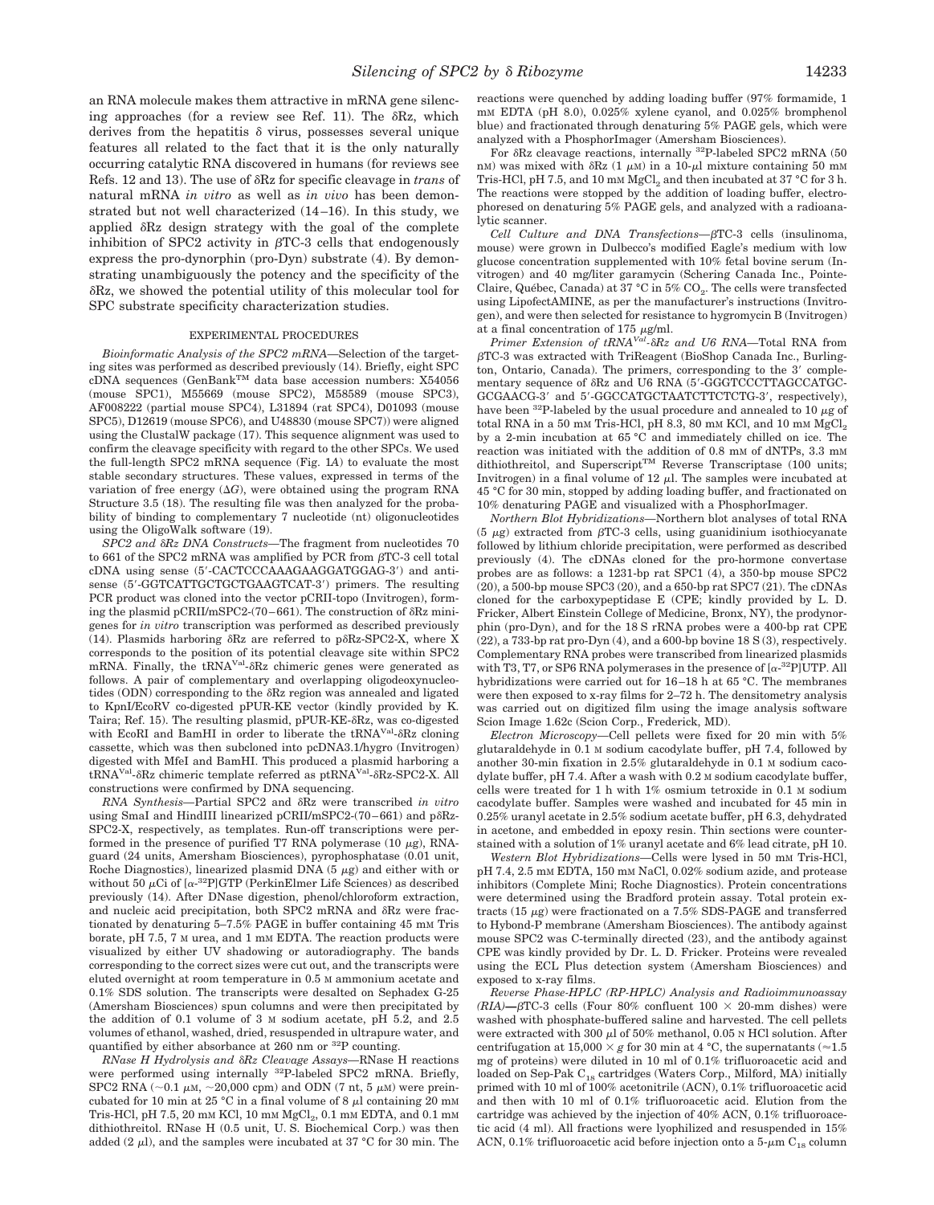an RNA molecule makes them attractive in mRNA gene silencing approaches (for a review see Ref. 11). The δRz, which derives from the hepatitis δ virus, possesses several unique features all related to the fact that it is the only naturally occurring catalytic RNA discovered in humans (for reviews see Refs. 12 and 13). The use of δRz for specific cleavage in *trans* of natural mRNA *in vitro* as well as *in vivo* has been demonstrated but not well characterized (14–16). In this study, we applied δRz design strategy with the goal of the complete inhibition of SPC2 activity in βTC-3 cells that endogenously express the pro-dynorphin (pro-Dyn) substrate (4). By demonstrating unambiguously the potency and the specificity of the δRz, we showed the potential utility of this molecular tool for SPC substrate specificity characterization studies.

## EXPERIMENTAL PROCEDURES

*Bioinformatic Analysis of the SPC2 mRNA*—Selection of the targeting sites was performed as described previously (14). Briefly, eight SPC cDNA sequences (GenBank™ data base accession numbers: X54056 (mouse SPC1), M55669 (mouse SPC2), M58589 (mouse SPC3), AF008222 (partial mouse SPC4), L31894 (rat SPC4), D01093 (mouse SPC5), D12619 (mouse SPC6), and U48830 (mouse SPC7)) were aligned using the ClustalW package (17). This sequence alignment was used to confirm the cleavage specificity with regard to the other SPCs. We used the full-length SPC2 mRNA sequence (Fig. 1*A*) to evaluate the most stable secondary structures. These values, expressed in terms of the variation of free energy ($\Delta G$), were obtained using the program RNA Structure 3.5 (18). The resulting file was then analyzed for the probability of binding to complementary 7 nucleotide (nt) oligonucleotides using the OligoWalk software (19).

*SPC2 and δRz DNA Constructs*—The fragment from nucleotides 70 to 661 of the SPC2 mRNA was amplified by PCR from βTC-3 cell total cDNA using sense (5′-CACTCCCAAAGAAGGATGGAG-3′) and antisense (5′-GGTCATTGCTGCTGAAGTCAT-3′) primers. The resulting PCR product was cloned into the vector pCRII-topo (Invitrogen), forming the plasmid pCRII/mSPC2-(70–661). The construction of δRz minigenes for *in vitro* transcription was performed as described previously (14). Plasmids harboring δRz are referred to pδRz-SPC2-X, where X corresponds to the position of its potential cleavage site within SPC2 mRNA. Finally, the tRNA$^{Val}$-δRz chimeric genes were generated as follows. A pair of complementary and overlapping oligodeoxynucleotides (ODN) corresponding to the δRz region was annealed and ligated to KpnI/EcoRV co-digested pPUR-KE vector (kindly provided by K. Taira; Ref. 15). The resulting plasmid, pPUR-KE-δRz, was co-digested with EcoRI and BamHI in order to liberate the tRNA$^{Val}$-δRz cloning cassette, which was then subcloned into pcDNA3.1/hygro (Invitrogen) digested with MfeI and BamHI. This produced a plasmid harboring a tRNA$^{Val}$-δRz chimeric template referred as ptRNA$^{Val}$-δRz-SPC2-X. All constructions were confirmed by DNA sequencing.

*RNA Synthesis*—Partial SPC2 and δRz were transcribed *in vitro* using SmaI and HindIII linearized pCRII/mSPC2-(70–661) and pδRz-SPC2-X, respectively, as templates. Run-off transcriptions were performed in the presence of purified T7 RNA polymerase (10 μg), RNAguard (24 units, Amersham Biosciences), pyrophosphatase (0.01 unit, Roche Diagnostics), linearized plasmid DNA (5 μg) and either with or without 50 μCi of [α-$^{32}$P]GTP (PerkinElmer Life Sciences) as described previously (14). After DNase digestion, phenol/chloroform extraction, and nucleic acid precipitation, both SPC2 mRNA and δRz were fractionated by denaturing 5–7.5% PAGE in buffer containing 45 mM Tris borate, pH 7.5, 7 M urea, and 1 mM EDTA. The reaction products were visualized by either UV shadowing or autoradiography. The bands corresponding to the correct sizes were cut out, and the transcripts were eluted overnight at room temperature in 0.5 M ammonium acetate and 0.1% SDS solution. The transcripts were desalted on Sephadex G-25 (Amersham Biosciences) spun columns and were then precipitated by the addition of 0.1 volume of 3 M sodium acetate, pH 5.2, and 2.5 volumes of ethanol, washed, dried, resuspended in ultrapure water, and quantified by either absorbance at 260 nm or $^{32}$P counting.

*RNase H Hydrolysis and δRz Cleavage Assays*—RNase H reactions were performed using internally $^{32}$P-labeled SPC2 mRNA. Briefly, SPC2 RNA (~0.1 μM, ~20,000 cpm) and ODN (7 nt, 5 μM) were preincubated for 10 min at 25 °C in a final volume of 8 μl containing 20 mM Tris-HCl, pH 7.5, 20 mM KCl, 10 mM $MgCl_2$, 0.1 mM EDTA, and 0.1 mM dithiothreitol. RNase H (0.5 unit, U. S. Biochemical Corp.) was then added (2 μl), and the samples were incubated at 37 °C for 30 min. The reactions were quenched by adding loading buffer (97% formamide, 1 mM EDTA (pH 8.0), 0.025% xylene cyanol, and 0.025% bromphenol blue) and fractionated through denaturing 5% PAGE gels, which were analyzed with a PhosphorImager (Amersham Biosciences).

For δRz cleavage reactions, internally $^{32}$P-labeled SPC2 mRNA (50 nM) was mixed with δRz (1 μM) in a 10-μl mixture containing 50 mM Tris-HCl, pH 7.5, and 10 mM $MgCl_2$ and then incubated at 37 °C for 3 h. The reactions were stopped by the addition of loading buffer, electrophoresed on denaturing 5% PAGE gels, and analyzed with a radioanalytic scanner.

*Cell Culture and DNA Transfections*—βTC-3 cells (insulinoma, mouse) were grown in Dulbecco's modified Eagle's medium with low glucose concentration supplemented with 10% fetal bovine serum (Invitrogen) and 40 mg/liter garamycin (Schering Canada Inc., Pointe-Claire, Québec, Canada) at 37 °C in 5% $CO_2$. The cells were transfected using LipofectAMINE, as per the manufacturer's instructions (Invitrogen), and were then selected for resistance to hygromycin B (Invitrogen) at a final concentration of 175 μg/ml.

*Primer Extension of tRNA$^{Val}$-δRz and U6 RNA*—Total RNA from βTC-3 was extracted with TriReagent (BioShop Canada Inc., Burlington, Ontario, Canada). The primers, corresponding to the 3′ complementary sequence of δRz and U6 RNA (5′-GGGTCCCTTAGCCATGCGCGAACG-3′ and 5′-GGCCATGCTAATCTTCTCTG-3′, respectively), have been $^{32}$P-labeled by the usual procedure and annealed to 10 μg of total RNA in a 50 mM Tris-HCl, pH 8.3, 80 mM KCl, and 10 mM $MgCl_2$ by a 2-min incubation at 65 °C and immediately chilled on ice. The reaction was initiated with the addition of 0.8 mM of dNTPs, 3.3 mM dithiothreitol, and Superscript™ Reverse Transcriptase (100 units; Invitrogen) in a final volume of 12 μl. The samples were incubated at 45 °C for 30 min, stopped by adding loading buffer, and fractionated on 10% denaturing PAGE and visualized with a PhosphorImager.

*Northern Blot Hybridizations*—Northern blot analyses of total RNA (5 μg) extracted from βTC-3 cells, using guanidinium isothiocyanate followed by lithium chloride precipitation, were performed as described previously (4). The cDNAs cloned for the pro-hormone convertase probes are as follows: a 1231-bp rat SPC1 (4), a 350-bp mouse SPC2 (20), a 500-bp mouse SPC3 (20), and a 650-bp rat SPC7 (21). The cDNAs cloned for the carboxypeptidase E (CPE; kindly provided by L. D. Fricker, Albert Einstein College of Medicine, Bronx, NY), the prodynorphin (pro-Dyn), and for the 18 S rRNA probes were a 400-bp rat CPE (22), a 733-bp rat pro-Dyn (4), and a 600-bp bovine 18 S (3), respectively. Complementary RNA probes were transcribed from linearized plasmids with T3, T7, or SP6 RNA polymerases in the presence of [α-$^{32}$P]UTP. All hybridizations were carried out for 16–18 h at 65 °C. The membranes were then exposed to x-ray films for 2–72 h. The densitometry analysis was carried out on digitized film using the image analysis software Scion Image 1.62c (Scion Corp., Frederick, MD).

*Electron Microscopy*—Cell pellets were fixed for 20 min with 5% glutaraldehyde in 0.1 M sodium cacodylate buffer, pH 7.4, followed by another 30-min fixation in 2.5% glutaraldehyde in 0.1 M sodium cacodylate buffer, pH 7.4. After a wash with 0.2 M sodium cacodylate buffer, cells were treated for 1 h with 1% osmium tetroxide in 0.1 M sodium cacodylate buffer. Samples were washed and incubated for 45 min in 0.25% uranyl acetate in 2.5% sodium acetate buffer, pH 6.3, dehydrated in acetone, and embedded in epoxy resin. Thin sections were counterstained with a solution of 1% uranyl acetate and 6% lead citrate, pH 10.

*Western Blot Hybridizations*—Cells were lysed in 50 mM Tris-HCl, pH 7.4, 2.5 mM EDTA, 150 mM NaCl, 0.02% sodium azide, and protease inhibitors (Complete Mini; Roche Diagnostics). Protein concentrations were determined using the Bradford protein assay. Total protein extracts (15 μg) were fractionated on a 7.5% SDS-PAGE and transferred to Hybond-P membrane (Amersham Biosciences). The antibody against mouse SPC2 was C-terminally directed (23), and the antibody against CPE was kindly provided by Dr. L. D. Fricker. Proteins were revealed using the ECL Plus detection system (Amersham Biosciences) and exposed to x-ray films.

*Reverse Phase-HPLC (RP-HPLC) Analysis and Radioimmunoassay (RIA)*—βTC-3 cells (Four 80% confluent 100 × 20-mm dishes) were washed with phosphate-buffered saline and harvested. The cell pellets were extracted with 300 μl of 50% methanol, 0.05 N HCl solution. After centrifugation at 15,000 × *g* for 30 min at 4 °C, the supernatants (≈1.5 mg of proteins) were diluted in 10 ml of 0.1% trifluoroacetic acid and loaded on Sep-Pak $C_{18}$ cartridges (Waters Corp., Milford, MA) initially primed with 10 ml of 100% acetonitrile (ACN), 0.1% trifluoroacetic acid and then with 10 ml of 0.1% trifluoroacetic acid. Elution from the cartridge was achieved by the injection of 40% ACN, 0.1% trifluoroacetic acid (4 ml). All fractions were lyophilized and resuspended in 15% ACN, 0.1% trifluoroacetic acid before injection onto a 5-μm $C_{18}$ column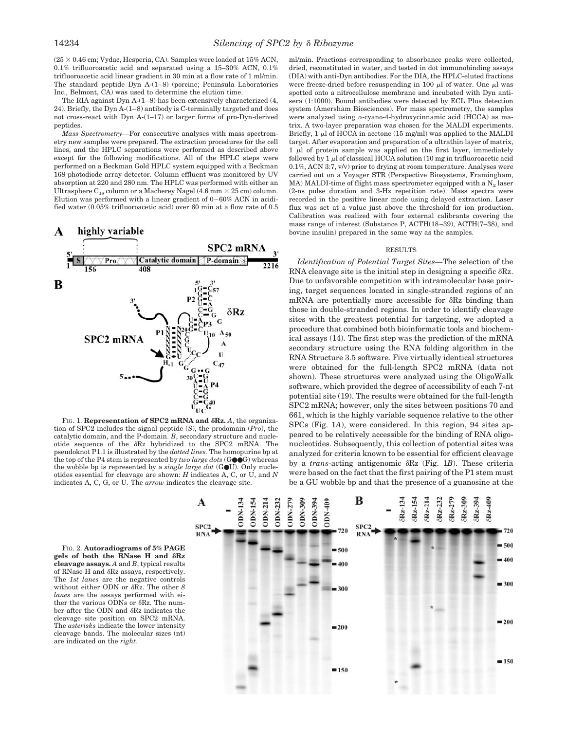(25 × 0.46 cm; Vydac, Hesperia, CA). Samples were loaded at 15% ACN, 0.1% trifluoroacetic acid and separated using a 15–30% ACN, 0.1% trifluoroacetic acid linear gradient in 30 min at a flow rate of 1 ml/min. The standard peptide Dyn A-(1–8) (porcine; Peninsula Laboratories Inc., Belmont, CA) was used to determine the elution time.

The RIA against Dyn A-(1–8) has been extensively characterized (4, 24). Briefly, the Dyn A-(1–8) antibody is C-terminally targeted and does not cross-react with Dyn A-(1–17) or larger forms of pro-Dyn-derived peptides.

*Mass Spectrometry*—For consecutive analyses with mass spectrometry new samples were prepared. The extraction procedures for the cell lines, and the HPLC separations were performed as described above except for the following modifications. All of the HPLC steps were performed on a Beckman Gold HPLC system equipped with a Beckman 168 photodiode array detector. Column effluent was monitored by UV absorption at 220 and 280 nm. The HPLC was performed with either an Ultrasphere $C_{18}$ column or a Macherey Nagel (4.6 mm × 25 cm) column. Elution was performed with a linear gradient of 0–60% ACN in acidified water (0.05% trifluoroacetic acid) over 60 min at a flow rate of 0.5 ml/min. Fractions corresponding to absorbance peaks were collected, dried, reconstituted in water, and tested in dot immunobinding assays (DIA) with anti-Dyn antibodies. For the DIA, the HPLC-eluted fractions were freeze-dried before resuspending in 100 μl of water. One μl was spotted onto a nitrocellulose membrane and incubated with Dyn antisera (1:1000). Bound antibodies were detected by ECL Plus detection system (Amersham Biosciences). For mass spectrometry, the samples were analyzed using α-cyano-4-hydroxycinnamic acid (HCCA) as matrix. A two-layer preparation was chosen for the MALDI experiments. Briefly, 1 μl of HCCA in acetone (15 mg/ml) was applied to the MALDI target. After evaporation and preparation of a ultrathin layer of matrix, 1 μl of protein sample was applied on the first layer, immediately followed by 1 μl of classical HCCA solution (10 mg in trifluoroacetic acid 0.1%, ACN 3:7, v/v) prior to drying at room temperature. Analyses were carried out on a Voyager STR (Perspective Biosystems, Framingham, MA) MALDI-time of flight mass spectrometer equipped with a $N_2$ laser (2-ns pulse duration and 3-Hz repetition rate). Mass spectra were recorded in the positive linear mode using delayed extraction. Laser flux was set at a value just above the threshold for ion production. Calibration was realized with four external calibrants covering the mass range of interest (Substance P, ACTH(18–39), ACTH(7–38), and bovine insulin) prepared in the same way as the samples.

FIG. 1. **Representation of SPC2 mRNA and δRz.** *A*, the organization of SPC2 includes the signal peptide (*S*), the prodomain (*Pro*), the catalytic domain, and the P-domain. *B*, secondary structure and nucleotide sequence of the δRz hybridized to the SPC2 mRNA. The pseudoknot P1.1 is illustrated by the *dotted lines.* The homopurine bp at the top of the P4 stem is represented by *two large dots* (G●●G) whereas the wobble bp is represented by a *single large dot* (G●U). Only nucleotides essential for cleavage are shown: *H* indicates A, C, or U, and *N* indicates A, C, G, or U. The *arrow* indicates the cleavage site.

## RESULTS

*Identification of Potential Target Sites*—The selection of the RNA cleavage site is the initial step in designing a specific δRz. Due to unfavorable competition with intramolecular base pairing, target sequences located in single-stranded regions of an mRNA are potentially more accessible for δRz binding than those in double-stranded regions. In order to identify cleavage sites with the greatest potential for targeting, we adopted a procedure that combined both bioinformatic tools and biochemical assays (14). The first step was the prediction of the mRNA secondary structure using the RNA folding algorithm in the RNA Structure 3.5 software. Five virtually identical structures were obtained for the full-length SPC2 mRNA (data not shown). These structures were analyzed using the OligoWalk software, which provided the degree of accessibility of each 7-nt potential site (19). The results were obtained for the full-length SPC2 mRNA; however, only the sites between positions 70 and 661, which is the highly variable sequence relative to the other SPCs (Fig. 1*A*), were considered. In this region, 94 sites appeared to be relatively accessible for the binding of RNA oligonucleotides. Subsequently, this collection of potential sites was analyzed for criteria known to be essential for efficient cleavage by a *trans*-acting antigenomic δRz (Fig. 1*B*). These criteria were based on the fact that the first pairing of the P1 stem must be a GU wobble bp and that the presence of a guanosine at the

FIG. 2. **Autoradiograms of 5% PAGE gels of both the RNase H and δRz cleavage assays.** *A* and *B*, typical results of RNase H and δRz assays, respectively. The *1st lanes* are the negative controls without either ODN or δRz. The other *8 lanes* are the assays performed with either the various ODNs or δRz. The number after the ODN and δRz indicates the cleavage site position on SPC2 mRNA. The *asterisks* indicate the lower intensity cleavage bands. The molecular sizes (nt) are indicated on the *right*.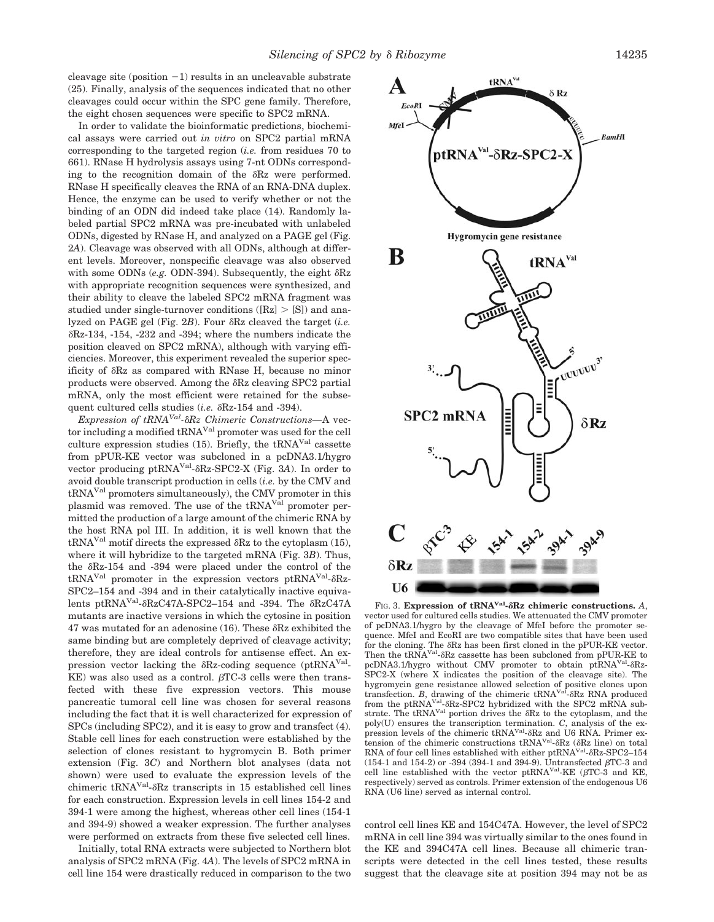cleavage site (position −1) results in an uncleavable substrate (25). Finally, analysis of the sequences indicated that no other cleavages could occur within the SPC gene family. Therefore, the eight chosen sequences were specific to SPC2 mRNA.

In order to validate the bioinformatic predictions, biochemical assays were carried out *in vitro* on SPC2 partial mRNA corresponding to the targeted region (*i.e.* from residues 70 to 661). RNase H hydrolysis assays using 7-nt ODNs corresponding to the recognition domain of the δRz were performed. RNase H specifically cleaves the RNA of an RNA-DNA duplex. Hence, the enzyme can be used to verify whether or not the binding of an ODN did indeed take place (14). Randomly labeled partial SPC2 mRNA was pre-incubated with unlabeled ODNs, digested by RNase H, and analyzed on a PAGE gel (Fig. 2*A*). Cleavage was observed with all ODNs, although at different levels. Moreover, nonspecific cleavage was also observed with some ODNs (*e.g.* ODN-394). Subsequently, the eight δRz with appropriate recognition sequences were synthesized, and their ability to cleave the labeled SPC2 mRNA fragment was studied under single-turnover conditions ([Rz] > [S]) and analyzed on PAGE gel (Fig. 2*B*). Four δRz cleaved the target (*i.e.* δRz-134, -154, -232 and -394; where the numbers indicate the position cleaved on SPC2 mRNA), although with varying efficiencies. Moreover, this experiment revealed the superior specificity of δRz as compared with RNase H, because no minor products were observed. Among the δRz cleaving SPC2 partial mRNA, only the most efficient were retained for the subsequent cultured cells studies (*i.e.* δRz-154 and -394).

*Expression of tRNA$^{Val}$-δRz Chimeric Constructions*—A vector including a modified tRNA$^{Val}$ promoter was used for the cell culture expression studies (15). Briefly, the tRNA$^{Val}$ cassette from pPUR-KE vector was subcloned in a pcDNA3.1/hygro vector producing ptRNA$^{Val}$-δRz-SPC2-X (Fig. 3*A*). In order to avoid double transcript production in cells (*i.e.* by the CMV and tRNA$^{Val}$ promoters simultaneously), the CMV promoter in this plasmid was removed. The use of the tRNA$^{Val}$ promoter permitted the production of a large amount of the chimeric RNA by the host RNA pol III. In addition, it is well known that the tRNA$^{Val}$ motif directs the expressed δRz to the cytoplasm (15), where it will hybridize to the targeted mRNA (Fig. 3*B*). Thus, the δRz-154 and -394 were placed under the control of the tRNA$^{Val}$ promoter in the expression vectors ptRNA$^{Val}$-δRz-SPC2–154 and -394 and in their catalytically inactive equivalents ptRNA$^{Val}$-δRzC47A-SPC2–154 and -394. The δRzC47A mutants are inactive versions in which the cytosine in position 47 was mutated for an adenosine (16). These δRz exhibited the same binding but are completely deprived of cleavage activity; therefore, they are ideal controls for antisense effect. An expression vector lacking the δRz-coding sequence (ptRNA$^{Val}$-KE) was also used as a control. βTC-3 cells were then transfected with these five expression vectors. This mouse pancreatic tumoral cell line was chosen for several reasons including the fact that it is well characterized for expression of SPCs (including SPC2), and it is easy to grow and transfect (4). Stable cell lines for each construction were established by the selection of clones resistant to hygromycin B. Both primer extension (Fig. 3*C*) and Northern blot analyses (data not shown) were used to evaluate the expression levels of the chimeric tRNA$^{Val}$-δRz transcripts in 15 established cell lines for each construction. Expression levels in cell lines 154-2 and 394-1 were among the highest, whereas other cell lines (154-1 and 394-9) showed a weaker expression. The further analyses were performed on extracts from these five selected cell lines.

Initially, total RNA extracts were subjected to Northern blot analysis of SPC2 mRNA (Fig. 4*A*). The levels of SPC2 mRNA in cell line 154 were drastically reduced in comparison to the two control cell lines KE and 154C47A. However, the level of SPC2 mRNA in cell line 394 was virtually similar to the ones found in the KE and 394C47A cell lines. Because all chimeric transcripts were detected in the cell lines tested, these results suggest that the cleavage site at position 394 may not be as

FIG. 3. **Expression of tRNA$^{Val}$-δRz chimeric constructions.** *A*, vector used for cultured cells studies. We attenuated the CMV promoter of pcDNA3.1/hygro by the cleavage of MfeI before the promoter sequence. MfeI and EcoRI are two compatible sites that have been used for the cloning. The δRz has been first cloned in the pPUR-KE vector. Then the tRNA$^{Val}$-δRz cassette has been subcloned from pPUR-KE to pcDNA3.1/hygro without CMV promoter to obtain ptRNA$^{Val}$-δRz-SPC2-X (where X indicates the position of the cleavage site). The hygromycin gene resistance allowed selection of positive clones upon transfection. *B*, drawing of the chimeric tRNA$^{Val}$-δRz RNA produced from the ptRNA$^{Val}$-δRz-SPC2 hybridized with the SPC2 mRNA substrate. The tRNA$^{Val}$ portion drives the δRz to the cytoplasm, and the poly(U) ensures the transcription termination. *C*, analysis of the expression levels of the chimeric tRNA$^{Val}$-δRz and U6 RNA. Primer extension of the chimeric constructions tRNA$^{Val}$-δRz (δRz line) on total RNA of four cell lines established with either ptRNA$^{Val}$-δRz-SPC2–154 (154-1 and 154-2) or -394 (394-1 and 394-9). Untransfected βTC-3 and cell line established with the vector ptRNA$^{Val}$-KE (βTC-3 and KE, respectively) served as controls. Primer extension of the endogenous U6 RNA (U6 line) served as internal control.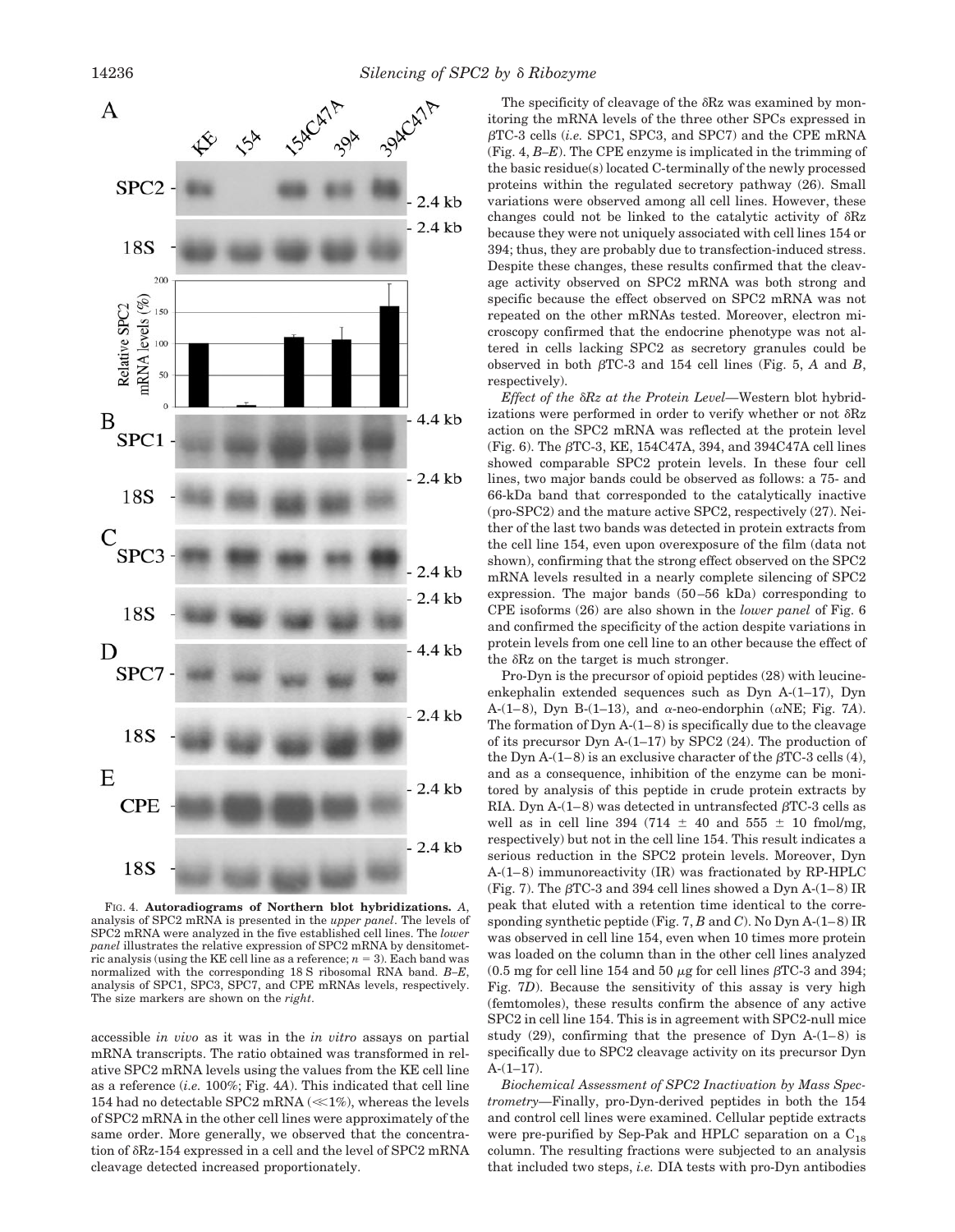FIG. 4. **Autoradiograms of Northern blot hybridizations.** *A*, analysis of SPC2 mRNA is presented in the *upper panel*. The levels of SPC2 mRNA were analyzed in the five established cell lines. The *lower panel* illustrates the relative expression of SPC2 mRNA by densitometric analysis (using the KE cell line as a reference; $n = 3$). Each band was normalized with the corresponding 18 S ribosomal RNA band. *B–E*, analysis of SPC1, SPC3, SPC7, and CPE mRNAs levels, respectively. The size markers are shown on the *right*.

accessible *in vivo* as it was in the *in vitro* assays on partial mRNA transcripts. The ratio obtained was transformed in relative SPC2 mRNA levels using the values from the KE cell line as a reference (*i.e.* 100%; Fig. 4*A*). This indicated that cell line 154 had no detectable SPC2 mRNA ($\ll$1%), whereas the levels of SPC2 mRNA in the other cell lines were approximately of the same order. More generally, we observed that the concentration of δRz-154 expressed in a cell and the level of SPC2 mRNA cleavage detected increased proportionately.

The specificity of cleavage of the δRz was examined by monitoring the mRNA levels of the three other SPCs expressed in βTC-3 cells (*i.e.* SPC1, SPC3, and SPC7) and the CPE mRNA (Fig. 4, *B–E*). The CPE enzyme is implicated in the trimming of the basic residue(s) located C-terminally of the newly processed proteins within the regulated secretory pathway (26). Small variations were observed among all cell lines. However, these changes could not be linked to the catalytic activity of δRz because they were not uniquely associated with cell lines 154 or 394; thus, they are probably due to transfection-induced stress. Despite these changes, these results confirmed that the cleavage activity observed on SPC2 mRNA was both strong and specific because the effect observed on SPC2 mRNA was not repeated on the other mRNAs tested. Moreover, electron microscopy confirmed that the endocrine phenotype was not altered in cells lacking SPC2 as secretory granules could be observed in both βTC-3 and 154 cell lines (Fig. 5, *A* and *B*, respectively).

*Effect of the δRz at the Protein Level*—Western blot hybridizations were performed in order to verify whether or not δRz action on the SPC2 mRNA was reflected at the protein level (Fig. 6). The βTC-3, KE, 154C47A, 394, and 394C47A cell lines showed comparable SPC2 protein levels. In these four cell lines, two major bands could be observed as follows: a 75- and 66-kDa band that corresponded to the catalytically inactive (pro-SPC2) and the mature active SPC2, respectively (27). Neither of the last two bands was detected in protein extracts from the cell line 154, even upon overexposure of the film (data not shown), confirming that the strong effect observed on the SPC2 mRNA levels resulted in a nearly complete silencing of SPC2 expression. The major bands (50–56 kDa) corresponding to CPE isoforms (26) are also shown in the *lower panel* of Fig. 6 and confirmed the specificity of the action despite variations in protein levels from one cell line to an other because the effect of the δRz on the target is much stronger.

Pro-Dyn is the precursor of opioid peptides (28) with leucine-enkephalin extended sequences such as Dyn A-(1–17), Dyn A-(1–8), Dyn B-(1–13), and α-neo-endorphin (αNE; Fig. 7*A*). The formation of Dyn A-(1–8) is specifically due to the cleavage of its precursor Dyn A-(1–17) by SPC2 (24). The production of the Dyn A-(1–8) is an exclusive character of the βTC-3 cells (4), and as a consequence, inhibition of the enzyme can be monitored by analysis of this peptide in crude protein extracts by RIA. Dyn A-(1–8) was detected in untransfected βTC-3 cells as well as in cell line 394 (714 ± 40 and 555 ± 10 fmol/mg, respectively) but not in the cell line 154. This result indicates a serious reduction in the SPC2 protein levels. Moreover, Dyn A-(1–8) immunoreactivity (IR) was fractionated by RP-HPLC (Fig. 7). The βTC-3 and 394 cell lines showed a Dyn A-(1–8) IR peak that eluted with a retention time identical to the corresponding synthetic peptide (Fig. 7, *B* and *C*). No Dyn A-(1–8) IR was observed in cell line 154, even when 10 times more protein was loaded on the column than in the other cell lines analyzed (0.5 mg for cell line 154 and 50 μg for cell lines βTC-3 and 394; Fig. 7*D*). Because the sensitivity of this assay is very high (femtomoles), these results confirm the absence of any active SPC2 in cell line 154. This is in agreement with SPC2-null mice study (29), confirming that the presence of Dyn A-(1–8) is specifically due to SPC2 cleavage activity on its precursor Dyn A-(1–17).

*Biochemical Assessment of SPC2 Inactivation by Mass Spectrometry*—Finally, pro-Dyn-derived peptides in both the 154 and control cell lines were examined. Cellular peptide extracts were pre-purified by Sep-Pak and HPLC separation on a $C_{18}$ column. The resulting fractions were subjected to an analysis that included two steps, *i.e.* DIA tests with pro-Dyn antibodies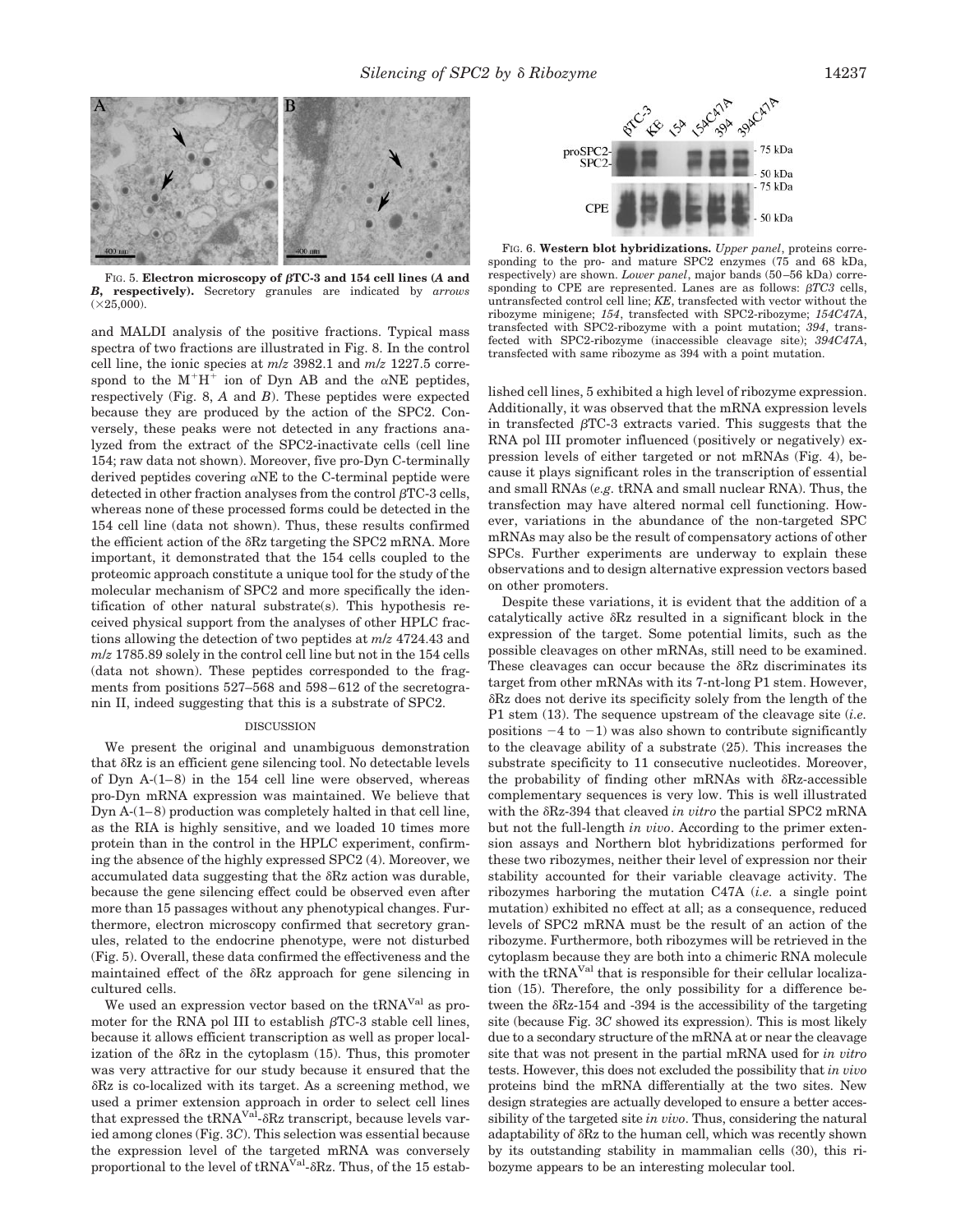FIG. 5. **Electron microscopy of βTC-3 and 154 cell lines (*A* and *B*, respectively).** Secretory granules are indicated by *arrows* (×25,000).

FIG. 6. **Western blot hybridizations.** *Upper panel*, proteins corresponding to the pro- and mature SPC2 enzymes (75 and 68 kDa, respectively) are shown. *Lower panel*, major bands (50–56 kDa) corresponding to CPE are represented. Lanes are as follows: *βTC3* cells, untransfected control cell line; *KE*, transfected with vector without the ribozyme minigene; *154*, transfected with SPC2-ribozyme; *154C47A*, transfected with SPC2-ribozyme with a point mutation; *394*, transfected with SPC2-ribozyme (inaccessible cleavage site); *394C47A*, transfected with same ribozyme as 394 with a point mutation.

and MALDI analysis of the positive fractions. Typical mass spectra of two fractions are illustrated in Fig. 8. In the control cell line, the ionic species at *m/z* 3982.1 and *m/z* 1227.5 correspond to the $M^+H^+$ ion of Dyn AB and the αNE peptides, respectively (Fig. 8, *A* and *B*). These peptides were expected because they are produced by the action of the SPC2. Conversely, these peaks were not detected in any fractions analyzed from the extract of the SPC2-inactivate cells (cell line 154; raw data not shown). Moreover, five pro-Dyn C-terminally derived peptides covering αNE to the C-terminal peptide were detected in other fraction analyses from the control βTC-3 cells, whereas none of these processed forms could be detected in the 154 cell line (data not shown). Thus, these results confirmed the efficient action of the δRz targeting the SPC2 mRNA. More important, it demonstrated that the 154 cells coupled to the proteomic approach constitute a unique tool for the study of the molecular mechanism of SPC2 and more specifically the identification of other natural substrate(s). This hypothesis received physical support from the analyses of other HPLC fractions allowing the detection of two peptides at *m/z* 4724.43 and *m/z* 1785.89 solely in the control cell line but not in the 154 cells (data not shown). These peptides corresponded to the fragments from positions 527–568 and 598–612 of the secretogranin II, indeed suggesting that this is a substrate of SPC2.

## DISCUSSION

We present the original and unambiguous demonstration that δRz is an efficient gene silencing tool. No detectable levels of Dyn A-(1–8) in the 154 cell line were observed, whereas pro-Dyn mRNA expression was maintained. We believe that Dyn A-(1–8) production was completely halted in that cell line, as the RIA is highly sensitive, and we loaded 10 times more protein than in the control in the HPLC experiment, confirming the absence of the highly expressed SPC2 (4). Moreover, we accumulated data suggesting that the δRz action was durable, because the gene silencing effect could be observed even after more than 15 passages without any phenotypical changes. Furthermore, electron microscopy confirmed that secretory granules, related to the endocrine phenotype, were not disturbed (Fig. 5). Overall, these data confirmed the effectiveness and the maintained effect of the δRz approach for gene silencing in cultured cells.

We used an expression vector based on the $tRNA^{Val}$ as promoter for the RNA pol III to establish βTC-3 stable cell lines, because it allows efficient transcription as well as proper localization of the δRz in the cytoplasm (15). Thus, this promoter was very attractive for our study because it ensured that the δRz is co-localized with its target. As a screening method, we used a primer extension approach in order to select cell lines that expressed the $tRNA^{Val}$-δRz transcript, because levels varied among clones (Fig. 3*C*). This selection was essential because the expression level of the targeted mRNA was conversely proportional to the level of $tRNA^{Val}$-δRz. Thus, of the 15 established cell lines, 5 exhibited a high level of ribozyme expression. Additionally, it was observed that the mRNA expression levels in transfected βTC-3 extracts varied. This suggests that the RNA pol III promoter influenced (positively or negatively) expression levels of either targeted or not mRNAs (Fig. 4), because it plays significant roles in the transcription of essential and small RNAs (*e.g.* tRNA and small nuclear RNA). Thus, the transfection may have altered normal cell functioning. However, variations in the abundance of the non-targeted SPC mRNAs may also be the result of compensatory actions of other SPCs. Further experiments are underway to explain these observations and to design alternative expression vectors based on other promoters.

Despite these variations, it is evident that the addition of a catalytically active δRz resulted in a significant block in the expression of the target. Some potential limits, such as the possible cleavages on other mRNAs, still need to be examined. These cleavages can occur because the δRz discriminates its target from other mRNAs with its 7-nt-long P1 stem. However, δRz does not derive its specificity solely from the length of the P1 stem (13). The sequence upstream of the cleavage site (*i.e.* positions −4 to −1) was also shown to contribute significantly to the cleavage ability of a substrate (25). This increases the substrate specificity to 11 consecutive nucleotides. Moreover, the probability of finding other mRNAs with δRz-accessible complementary sequences is very low. This is well illustrated with the δRz-394 that cleaved *in vitro* the partial SPC2 mRNA but not the full-length *in vivo*. According to the primer extension assays and Northern blot hybridizations performed for these two ribozymes, neither their level of expression nor their stability accounted for their variable cleavage activity. The ribozymes harboring the mutation C47A (*i.e.* a single point mutation) exhibited no effect at all; as a consequence, reduced levels of SPC2 mRNA must be the result of an action of the ribozyme. Furthermore, both ribozymes will be retrieved in the cytoplasm because they are both into a chimeric RNA molecule with the $tRNA^{Val}$ that is responsible for their cellular localization (15). Therefore, the only possibility for a difference between the δRz-154 and -394 is the accessibility of the targeting site (because Fig. 3*C* showed its expression). This is most likely due to a secondary structure of the mRNA at or near the cleavage site that was not present in the partial mRNA used for *in vitro* tests. However, this does not excluded the possibility that *in vivo* proteins bind the mRNA differentially at the two sites. New design strategies are actually developed to ensure a better accessibility of the targeted site *in vivo*. Thus, considering the natural adaptability of δRz to the human cell, which was recently shown by its outstanding stability in mammalian cells (30), this ribozyme appears to be an interesting molecular tool.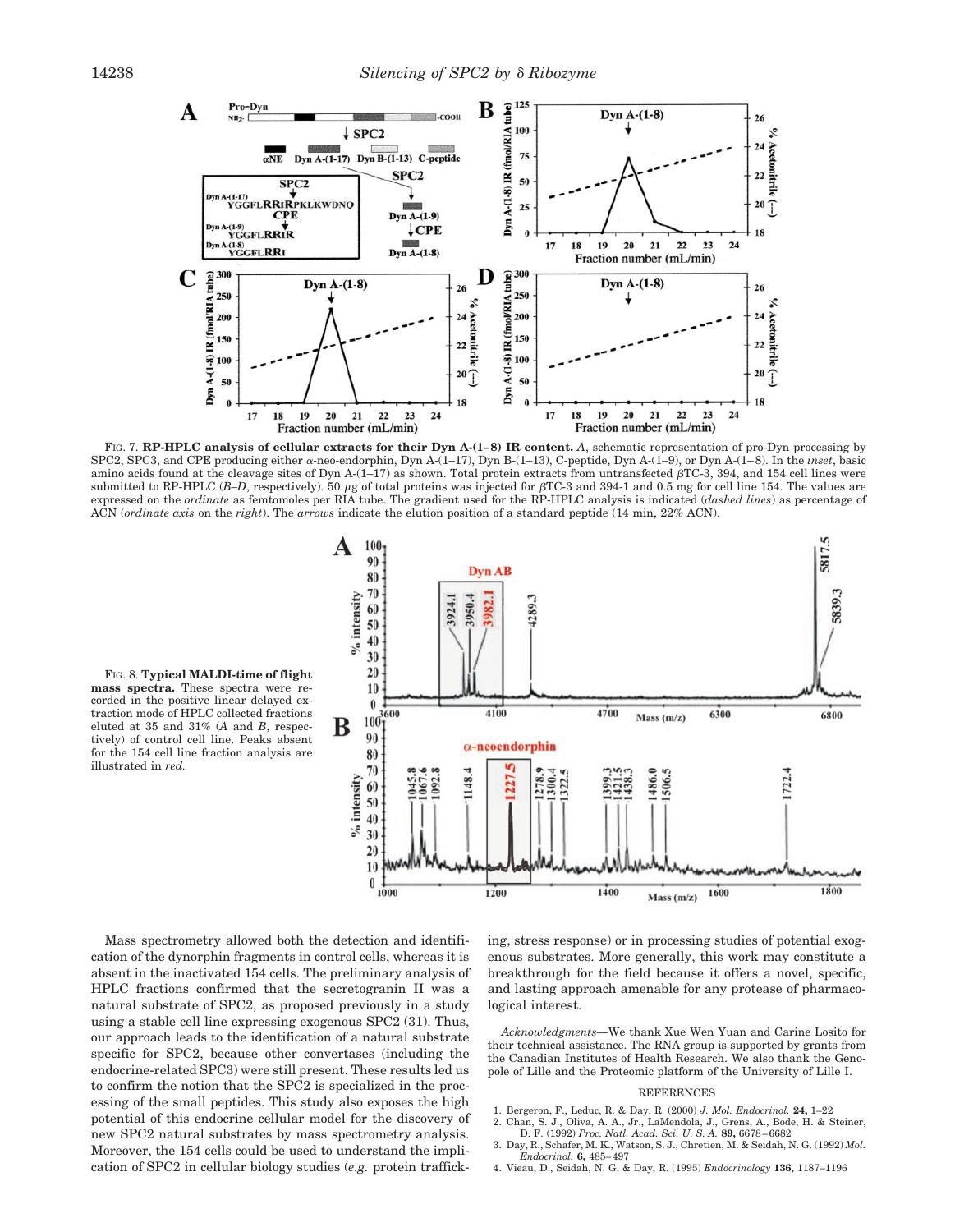FIG. 7. **RP-HPLC analysis of cellular extracts for their Dyn A-(1–8) IR content.** *A*, schematic representation of pro-Dyn processing by SPC2, SPC3, and CPE producing either α-neo-endorphin, Dyn A-(1–17), Dyn B-(1–13), C-peptide, Dyn A-(1–9), or Dyn A-(1–8). In the *inset*, basic amino acids found at the cleavage sites of Dyn A-(1–17) as shown. Total protein extracts from untransfected βTC-3, 394, and 154 cell lines were submitted to RP-HPLC (*B–D*, respectively). 50 μg of total proteins was injected for βTC-3 and 394-1 and 0.5 mg for cell line 154. The values are expressed on the *ordinate* as femtomoles per RIA tube. The gradient used for the RP-HPLC analysis is indicated (*dashed lines*) as percentage of ACN (*ordinate axis* on the *right*). The *arrows* indicate the elution position of a standard peptide (14 min, 22% ACN).

FIG. 8. **Typical MALDI-time of flight mass spectra.** These spectra were recorded in the positive linear delayed extraction mode of HPLC collected fractions eluted at 35 and 31% (*A* and *B*, respectively) of control cell line. Peaks absent for the 154 cell line fraction analysis are illustrated in *red*.

Mass spectrometry allowed both the detection and identification of the dynorphin fragments in control cells, whereas it is absent in the inactivated 154 cells. The preliminary analysis of HPLC fractions confirmed that the secretogranin II was a natural substrate of SPC2, as proposed previously in a study using a stable cell line expressing exogenous SPC2 (31). Thus, our approach leads to the identification of a natural substrate specific for SPC2, because other convertases (including the endocrine-related SPC3) were still present. These results led us to confirm the notion that the SPC2 is specialized in the processing of the small peptides. This study also exposes the high potential of this endocrine cellular model for the discovery of new SPC2 natural substrates by mass spectrometry analysis. Moreover, the 154 cells could be used to understand the implication of SPC2 in cellular biology studies (*e.g.* protein trafficking, stress response) or in processing studies of potential exogenous substrates. More generally, this work may constitute a breakthrough for the field because it offers a novel, specific, and lasting approach amenable for any protease of pharmacological interest.

*Acknowledgments*—We thank Xue Wen Yuan and Carine Losito for their technical assistance. The RNA group is supported by grants from the Canadian Institutes of Health Research. We also thank the Genopole of Lille and the Proteomic platform of the University of Lille I.

## REFERENCES

1. Bergeron, F., Leduc, R. & Day, R. (2000) *J. Mol. Endocrinol.* **24,** 1–22
2. Chan, S. J., Oliva, A. A., Jr., LaMendola, J., Grens, A., Bode, H. & Steiner, D. F. (1992) *Proc. Natl. Acad. Sci. U. S. A.* **89,** 6678–6682
3. Day, R., Schafer, M. K., Watson, S. J., Chretien, M. & Seidah, N. G. (1992) *Mol. Endocrinol.* **6,** 485–497
4. Vieau, D., Seidah, N. G. & Day, R. (1995) *Endocrinology* **136,** 1187–1196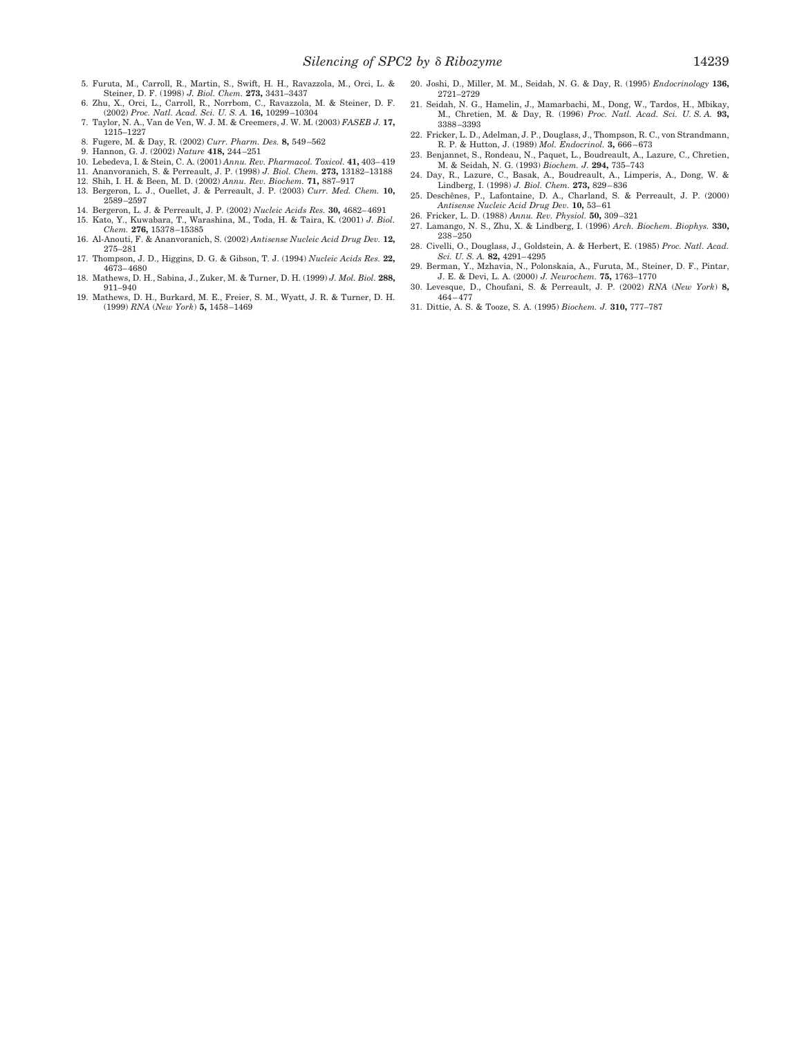5. Furuta, M., Carroll, R., Martin, S., Swift, H. H., Ravazzola, M., Orci, L. & Steiner, D. F. (1998) *J. Biol. Chem.* **273,** 3431–3437
6. Zhu, X., Orci, L., Carroll, R., Norrbom, C., Ravazzola, M. & Steiner, D. F. (2002) *Proc. Natl. Acad. Sci. U. S. A.* **16,** 10299–10304
7. Taylor, N. A., Van de Ven, W. J. M. & Creemers, J. W. M. (2003) *FASEB J.* **17,** 1215–1227
8. Fugere, M. & Day, R. (2002) *Curr. Pharm. Des.* **8,** 549–562
9. Hannon, G. J. (2002) *Nature* **418,** 244–251
10. Lebedeva, I. & Stein, C. A. (2001) *Annu. Rev. Pharmacol. Toxicol.* **41,** 403–419
11. Ananvoranich, S. & Perreault, J. P. (1998) *J. Biol. Chem.* **273,** 13182–13188
12. Shih, I. H. & Been, M. D. (2002) *Annu. Rev. Biochem.* **71,** 887–917
13. Bergeron, L. J., Ouellet, J. & Perreault, J. P. (2003) *Curr. Med. Chem.* **10,** 2589–2597
14. Bergeron, L. J. & Perreault, J. P. (2002) *Nucleic Acids Res.* **30,** 4682–4691
15. Kato, Y., Kuwabara, T., Warashina, M., Toda, H. & Taira, K. (2001) *J. Biol. Chem.* **276,** 15378–15385
16. Al-Anouti, F. & Ananvoranich, S. (2002) *Antisense Nucleic Acid Drug Dev.* **12,** 275–281
17. Thompson, J. D., Higgins, D. G. & Gibson, T. J. (1994) *Nucleic Acids Res.* **22,** 4673–4680
18. Mathews, D. H., Sabina, J., Zuker, M. & Turner, D. H. (1999) *J. Mol. Biol.* **288,** 911–940
19. Mathews, D. H., Burkard, M. E., Freier, S. M., Wyatt, J. R. & Turner, D. H. (1999) *RNA* (*New York*) **5,** 1458–1469
20. Joshi, D., Miller, M. M., Seidah, N. G. & Day, R. (1995) *Endocrinology* **136,** 2721–2729
21. Seidah, N. G., Hamelin, J., Mamarbachi, M., Dong, W., Tardos, H., Mbikay, M., Chretien, M. & Day, R. (1996) *Proc. Natl. Acad. Sci. U. S. A.* **93,** 3388–3393
22. Fricker, L. D., Adelman, J. P., Douglass, J., Thompson, R. C., von Strandmann, R. P. & Hutton, J. (1989) *Mol. Endocrinol.* **3,** 666–673
23. Benjannet, S., Rondeau, N., Paquet, L., Boudreault, A., Lazure, C., Chretien, M. & Seidah, N. G. (1993) *Biochem. J.* **294,** 735–743
24. Day, R., Lazure, C., Basak, A., Boudreault, A., Limperis, A., Dong, W. & Lindberg, I. (1998) *J. Biol. Chem.* **273,** 829–836
25. Deschênes, P., Lafontaine, D. A., Charland, S. & Perreault, J. P. (2000) *Antisense Nucleic Acid Drug Dev.* **10,** 53–61
26. Fricker, L. D. (1988) *Annu. Rev. Physiol.* **50,** 309–321
27. Lamango, N. S., Zhu, X. & Lindberg, I. (1996) *Arch. Biochem. Biophys.* **330,** 238–250
28. Civelli, O., Douglass, J., Goldstein, A. & Herbert, E. (1985) *Proc. Natl. Acad. Sci. U. S. A.* **82,** 4291–4295
29. Berman, Y., Mzhavia, N., Polonskaia, A., Furuta, M., Steiner, D. F., Pintar, J. E. & Devi, L. A. (2000) *J. Neurochem.* **75,** 1763–1770
30. Levesque, D., Choufani, S. & Perreault, J. P. (2002) *RNA* (*New York*) **8,** 464–477
31. Dittie, A. S. & Tooze, S. A. (1995) *Biochem. J.* **310,** 777–787